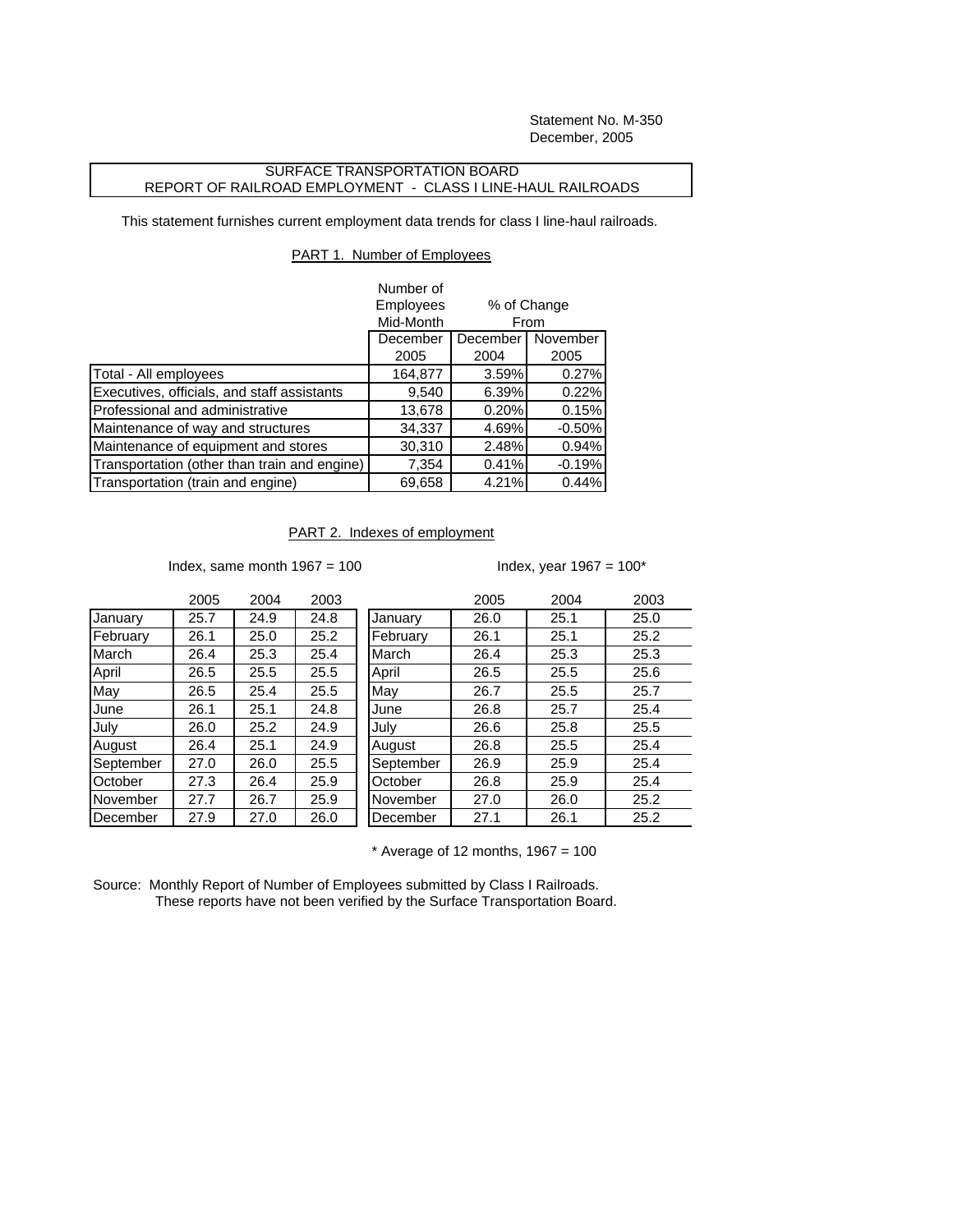Statement No. M-350
December, 2005

# SURFACE TRANSPORTATION BOARD
# REPORT OF RAILROAD EMPLOYMENT - CLASS I LINE-HAUL RAILROADS

This statement furnishes current employment data trends for class I line-haul railroads.

## PART 1. Number of Employees

| | Number of Employees Mid-Month | % of Change From | |
|---|---|---|---|
| | December 2005 | December 2004 | November 2005 |
| Total - All employees | 164,877 | 3.59% | 0.27% |
| Executives, officials, and staff assistants | 9,540 | 6.39% | 0.22% |
| Professional and administrative | 13,678 | 0.20% | 0.15% |
| Maintenance of way and structures | 34,337 | 4.69% | -0.50% |
| Maintenance of equipment and stores | 30,310 | 2.48% | 0.94% |
| Transportation (other than train and engine) | 7,354 | 0.41% | -0.19% |
| Transportation (train and engine) | 69,658 | 4.21% | 0.44% |

## PART 2. Indexes of employment

Index, same month 1967 = 100

| | 2005 | 2004 | 2003 |
|---|---|---|---|
| January | 25.7 | 24.9 | 24.8 |
| February | 26.1 | 25.0 | 25.2 |
| March | 26.4 | 25.3 | 25.4 |
| April | 26.5 | 25.5 | 25.5 |
| May | 26.5 | 25.4 | 25.5 |
| June | 26.1 | 25.1 | 24.8 |
| July | 26.0 | 25.2 | 24.9 |
| August | 26.4 | 25.1 | 24.9 |
| September | 27.0 | 26.0 | 25.5 |
| October | 27.3 | 26.4 | 25.9 |
| November | 27.7 | 26.7 | 25.9 |
| December | 27.9 | 27.0 | 26.0 |

Index, year 1967 = 100*

| | 2005 | 2004 | 2003 |
|---|---|---|---|
| January | 26.0 | 25.1 | 25.0 |
| February | 26.1 | 25.1 | 25.2 |
| March | 26.4 | 25.3 | 25.3 |
| April | 26.5 | 25.5 | 25.6 |
| May | 26.7 | 25.5 | 25.7 |
| June | 26.8 | 25.7 | 25.4 |
| July | 26.6 | 25.8 | 25.5 |
| August | 26.8 | 25.5 | 25.4 |
| September | 26.9 | 25.9 | 25.4 |
| October | 26.8 | 25.9 | 25.4 |
| November | 27.0 | 26.0 | 25.2 |
| December | 27.1 | 26.1 | 25.2 |

\* Average of 12 months, 1967 = 100

Source: Monthly Report of Number of Employees submitted by Class I Railroads.
These reports have not been verified by the Surface Transportation Board.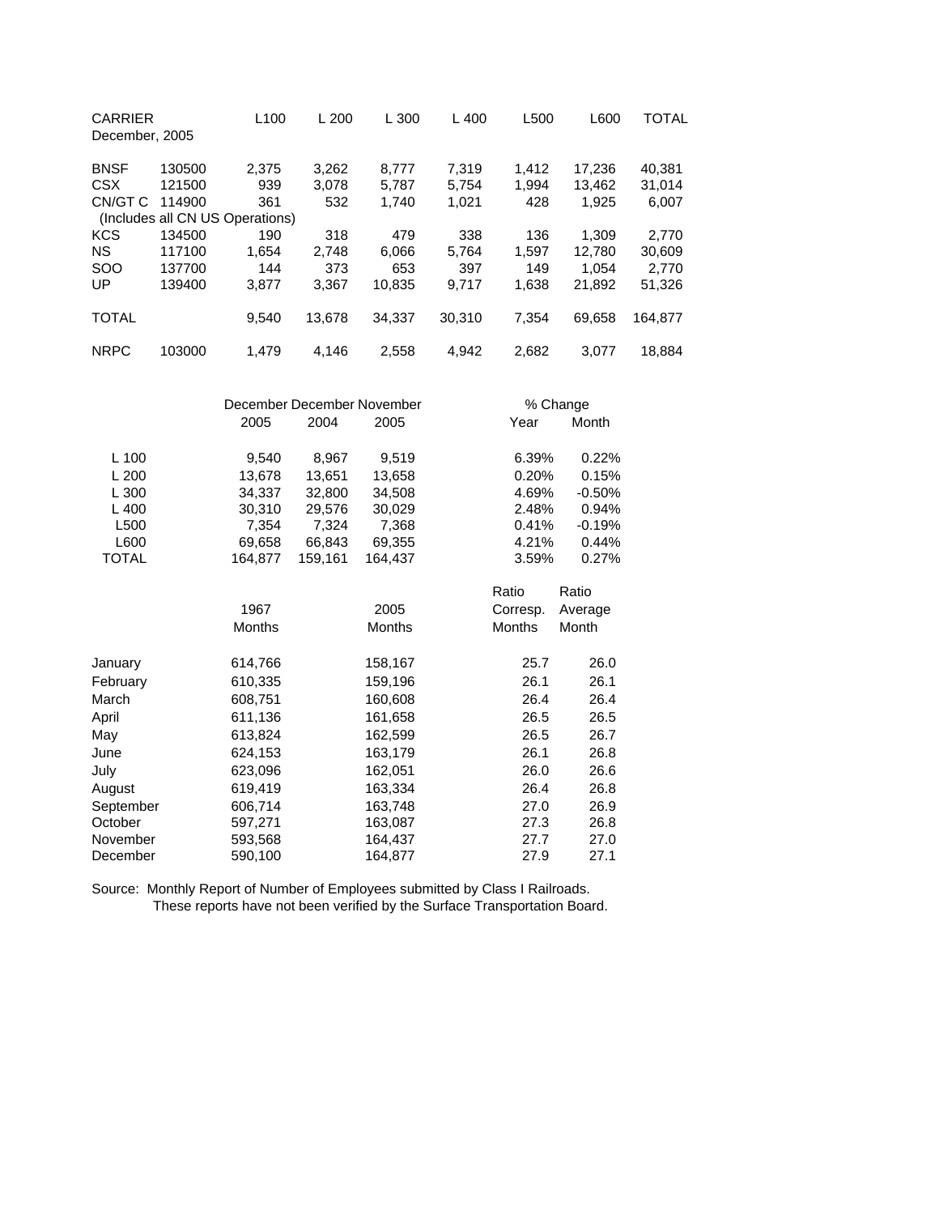| CARRIER December, 2005 | | L100 | L 200 | L 300 | L 400 | L500 | L600 | TOTAL |
|---|---|---|---|---|---|---|---|---|
| BNSF | 130500 | 2,375 | 3,262 | 8,777 | 7,319 | 1,412 | 17,236 | 40,381 |
| CSX | 121500 | 939 | 3,078 | 5,787 | 5,754 | 1,994 | 13,462 | 31,014 |
| CN/GT C | 114900 | 361 | 532 | 1,740 | 1,021 | 428 | 1,925 | 6,007 |
| (Includes all CN US Operations) | | | | | | | | |
| KCS | 134500 | 190 | 318 | 479 | 338 | 136 | 1,309 | 2,770 |
| NS | 117100 | 1,654 | 2,748 | 6,066 | 5,764 | 1,597 | 12,780 | 30,609 |
| SOO | 137700 | 144 | 373 | 653 | 397 | 149 | 1,054 | 2,770 |
| UP | 139400 | 3,877 | 3,367 | 10,835 | 9,717 | 1,638 | 21,892 | 51,326 |
| TOTAL | | 9,540 | 13,678 | 34,337 | 30,310 | 7,354 | 69,658 | 164,877 |
| NRPC | 103000 | 1,479 | 4,146 | 2,558 | 4,942 | 2,682 | 3,077 | 18,884 |

| | December 2005 | December 2004 | November 2005 | % Change Year | % Change Month |
|---|---|---|---|---|---|
| L 100 | 9,540 | 8,967 | 9,519 | 6.39% | 0.22% |
| L 200 | 13,678 | 13,651 | 13,658 | 0.20% | 0.15% |
| L 300 | 34,337 | 32,800 | 34,508 | 4.69% | -0.50% |
| L 400 | 30,310 | 29,576 | 30,029 | 2.48% | 0.94% |
| L500 | 7,354 | 7,324 | 7,368 | 0.41% | -0.19% |
| L600 | 69,658 | 66,843 | 69,355 | 4.21% | 0.44% |
| TOTAL | 164,877 | 159,161 | 164,437 | 3.59% | 0.27% |

| | 1967 Months | 2005 Months | Ratio Corresp. Months | Ratio Average Month |
|---|---|---|---|---|
| January | 614,766 | 158,167 | 25.7 | 26.0 |
| February | 610,335 | 159,196 | 26.1 | 26.1 |
| March | 608,751 | 160,608 | 26.4 | 26.4 |
| April | 611,136 | 161,658 | 26.5 | 26.5 |
| May | 613,824 | 162,599 | 26.5 | 26.7 |
| June | 624,153 | 163,179 | 26.1 | 26.8 |
| July | 623,096 | 162,051 | 26.0 | 26.6 |
| August | 619,419 | 163,334 | 26.4 | 26.8 |
| September | 606,714 | 163,748 | 27.0 | 26.9 |
| October | 597,271 | 163,087 | 27.3 | 26.8 |
| November | 593,568 | 164,437 | 27.7 | 27.0 |
| December | 590,100 | 164,877 | 27.9 | 27.1 |

Source: Monthly Report of Number of Employees submitted by Class I Railroads.
These reports have not been verified by the Surface Transportation Board.